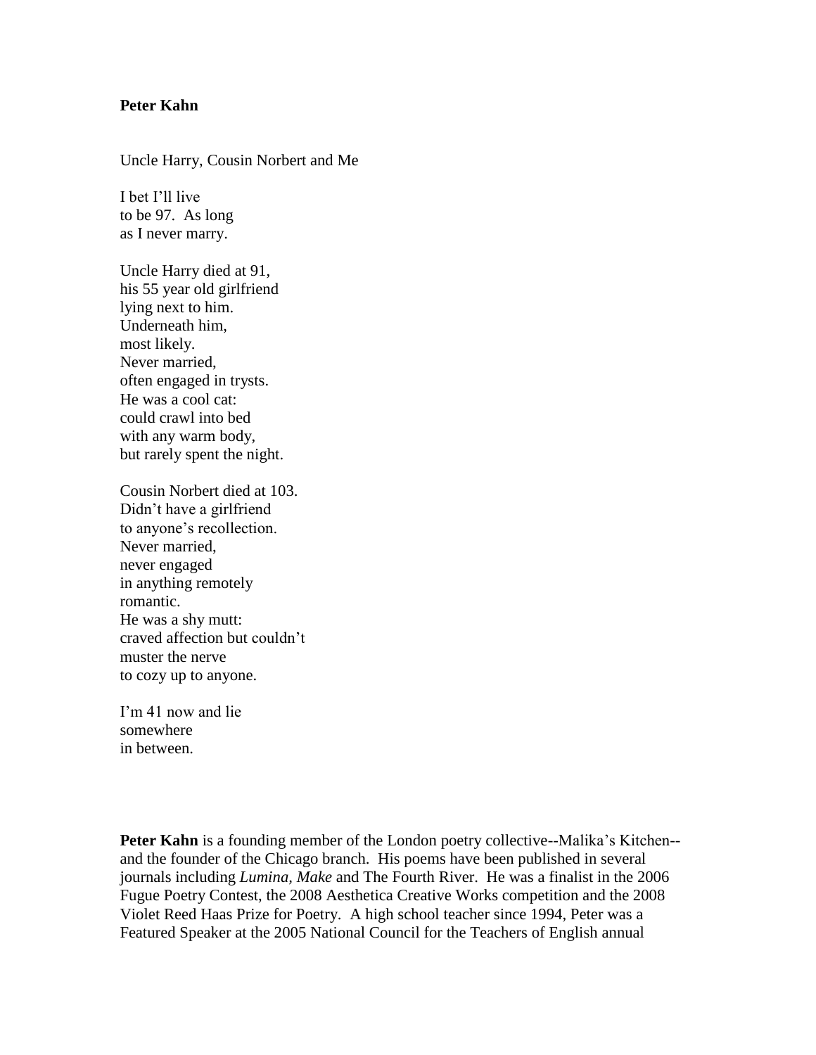**Peter Kahn**

Uncle Harry, Cousin Norbert and Me

I bet I'll live  
to be 97. As long  
as I never marry.

Uncle Harry died at 91,  
his 55 year old girlfriend  
lying next to him.  
Underneath him,  
most likely.  
Never married,  
often engaged in trysts.  
He was a cool cat:  
could crawl into bed  
with any warm body,  
but rarely spent the night.

Cousin Norbert died at 103.  
Didn't have a girlfriend  
to anyone's recollection.  
Never married,  
never engaged  
in anything remotely  
romantic.  
He was a shy mutt:  
craved affection but couldn't  
muster the nerve  
to cozy up to anyone.

I'm 41 now and lie  
somewhere  
in between.

**Peter Kahn** is a founding member of the London poetry collective--Malika's Kitchen--and the founder of the Chicago branch. His poems have been published in several journals including *Lumina*, *Make* and The Fourth River. He was a finalist in the 2006 Fugue Poetry Contest, the 2008 Aesthetica Creative Works competition and the 2008 Violet Reed Haas Prize for Poetry. A high school teacher since 1994, Peter was a Featured Speaker at the 2005 National Council for the Teachers of English annual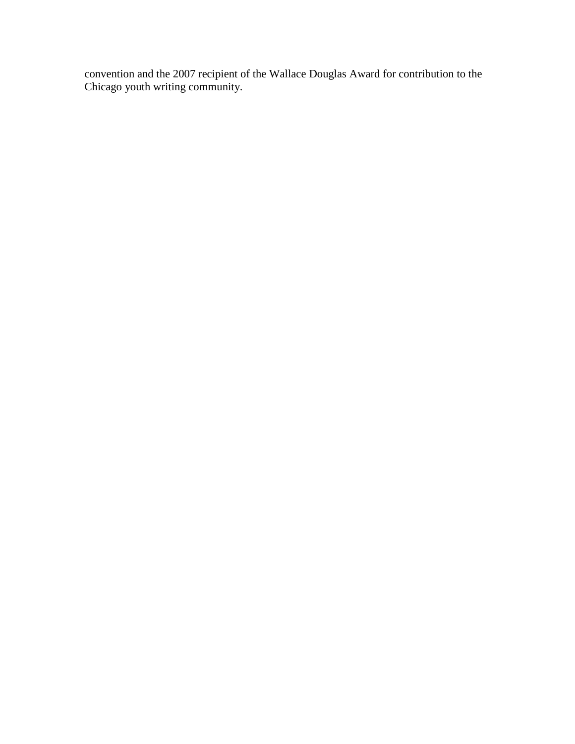convention and the 2007 recipient of the Wallace Douglas Award for contribution to the Chicago youth writing community.